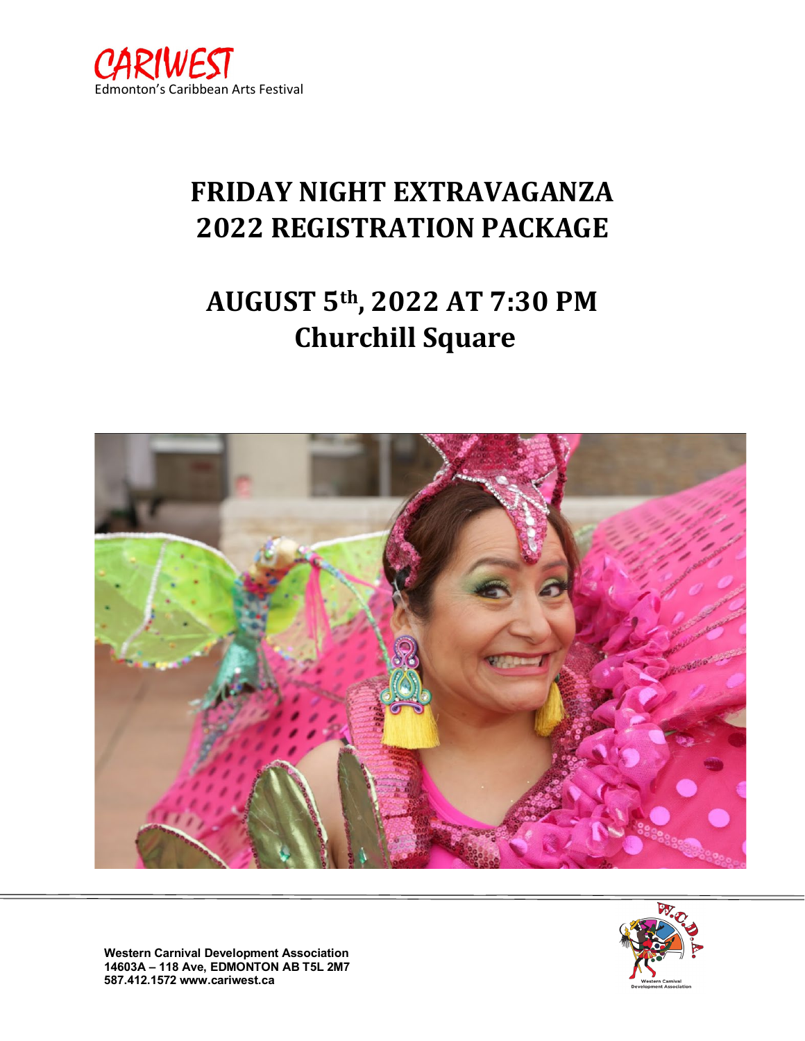CARIWEST
Edmonton's Caribbean Arts Festival

# FRIDAY NIGHT EXTRAVAGANZA 2022 REGISTRATION PACKAGE

# AUGUST 5th, 2022 AT 7:30 PM Churchill Square

**Western Carnival Development Association**
**14603A – 118 Ave, EDMONTON AB T5L 2M7**
**587.412.1572 www.cariwest.ca**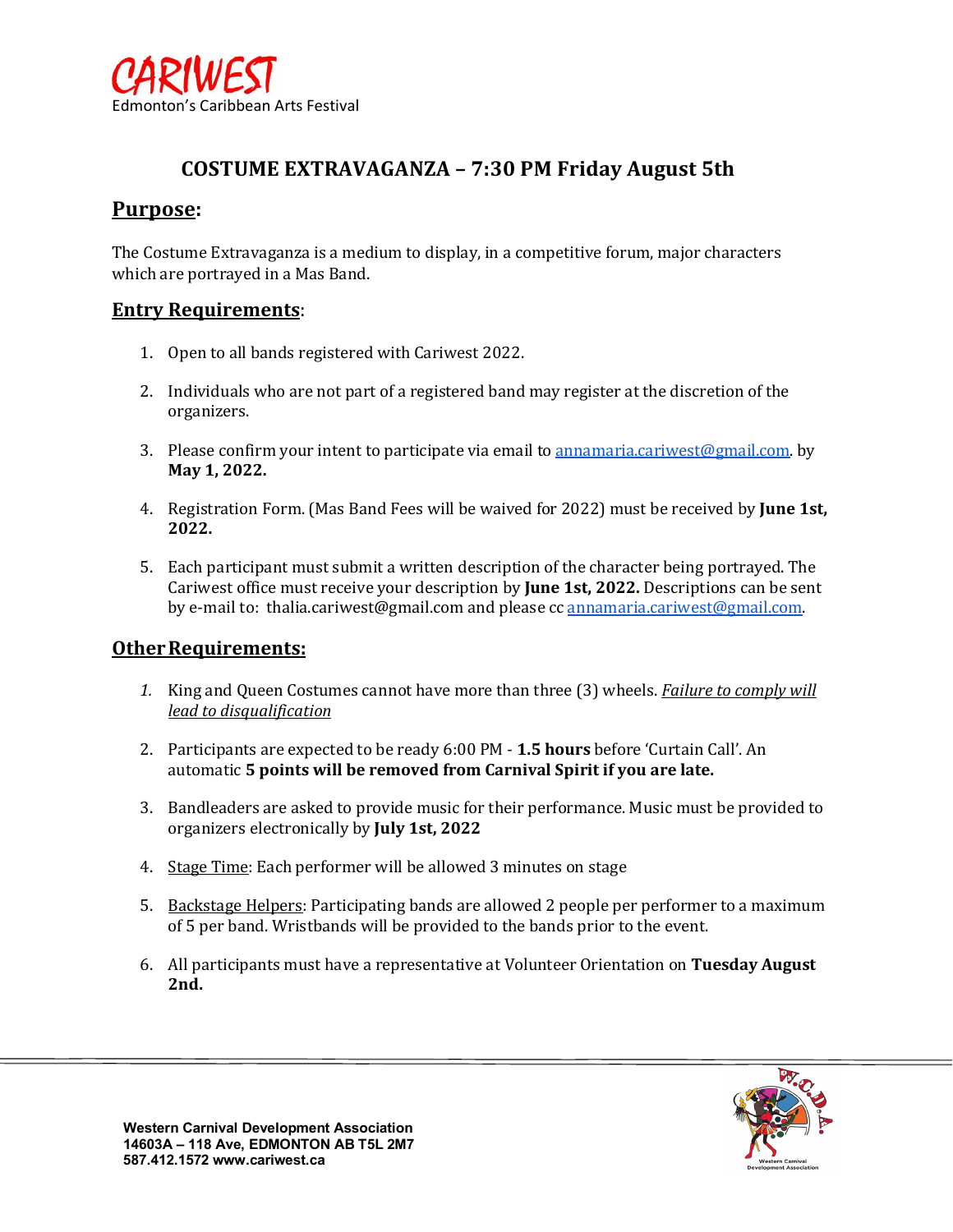CARIWEST
Edmonton's Caribbean Arts Festival

## COSTUME EXTRAVAGANZA – 7:30 PM Friday August 5th

### Purpose:

The Costume Extravaganza is a medium to display, in a competitive forum, major characters which are portrayed in a Mas Band.

### Entry Requirements:

1. Open to all bands registered with Cariwest 2022.
2. Individuals who are not part of a registered band may register at the discretion of the organizers.
3. Please confirm your intent to participate via email to annamaria.cariwest@gmail.com. by **May 1, 2022.**
4. Registration Form. (Mas Band Fees will be waived for 2022) must be received by **June 1st, 2022.**
5. Each participant must submit a written description of the character being portrayed. The Cariwest office must receive your description by **June 1st, 2022.** Descriptions can be sent by e-mail to: thalia.cariwest@gmail.com and please cc annamaria.cariwest@gmail.com.

### Other Requirements:

1. King and Queen Costumes cannot have more than three (3) wheels. *Failure to comply will lead to disqualification*
2. Participants are expected to be ready 6:00 PM - **1.5 hours** before 'Curtain Call'. An automatic **5 points will be removed from Carnival Spirit if you are late.**
3. Bandleaders are asked to provide music for their performance. Music must be provided to organizers electronically by **July 1st, 2022**
4. Stage Time: Each performer will be allowed 3 minutes on stage
5. Backstage Helpers: Participating bands are allowed 2 people per performer to a maximum of 5 per band. Wristbands will be provided to the bands prior to the event.
6. All participants must have a representative at Volunteer Orientation on **Tuesday August 2nd.**

**Western Carnival Development Association**
**14603A – 118 Ave, EDMONTON AB T5L 2M7**
**587.412.1572 www.cariwest.ca**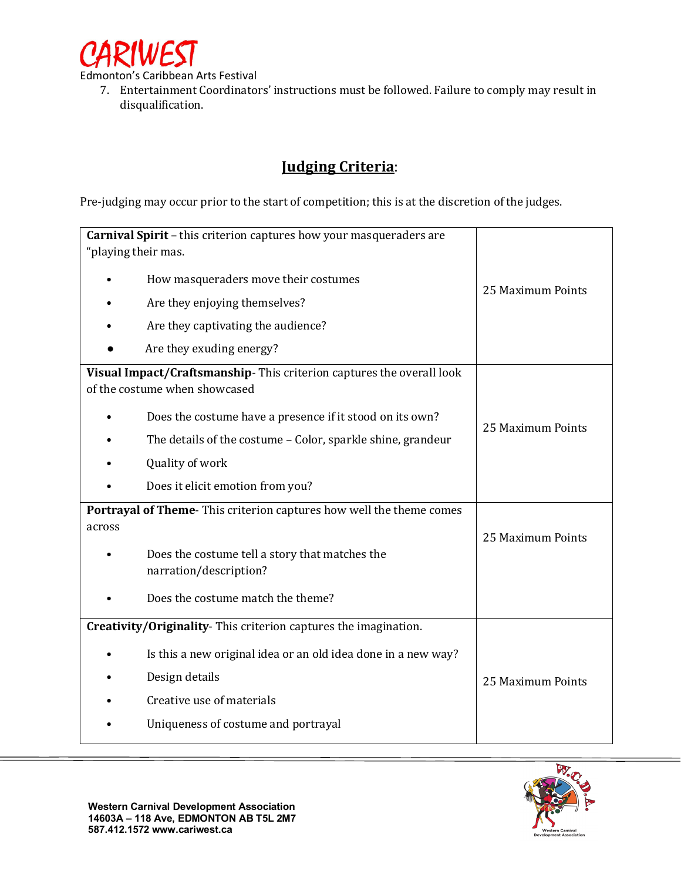7. Entertainment Coordinators' instructions must be followed. Failure to comply may result in disqualification.

## **Judging Criteria**:

Pre-judging may occur prior to the start of competition; this is at the discretion of the judges.

| Criterion | Points |
|---|---|
| **Carnival Spirit** – this criterion captures how your masqueraders are "playing their mas.<br>• How masqueraders move their costumes<br>• Are they enjoying themselves?<br>• Are they captivating the audience?<br>• Are they exuding energy? | 25 Maximum Points |
| **Visual Impact/Craftsmanship**- This criterion captures the overall look of the costume when showcased<br>• Does the costume have a presence if it stood on its own?<br>• The details of the costume – Color, sparkle shine, grandeur<br>• Quality of work<br>• Does it elicit emotion from you? | 25 Maximum Points |
| **Portrayal of Theme**- This criterion captures how well the theme comes across<br>• Does the costume tell a story that matches the narration/description?<br>• Does the costume match the theme? | 25 Maximum Points |
| **Creativity/Originality**- This criterion captures the imagination.<br>• Is this a new original idea or an old idea done in a new way?<br>• Design details<br>• Creative use of materials<br>• Uniqueness of costume and portrayal | 25 Maximum Points |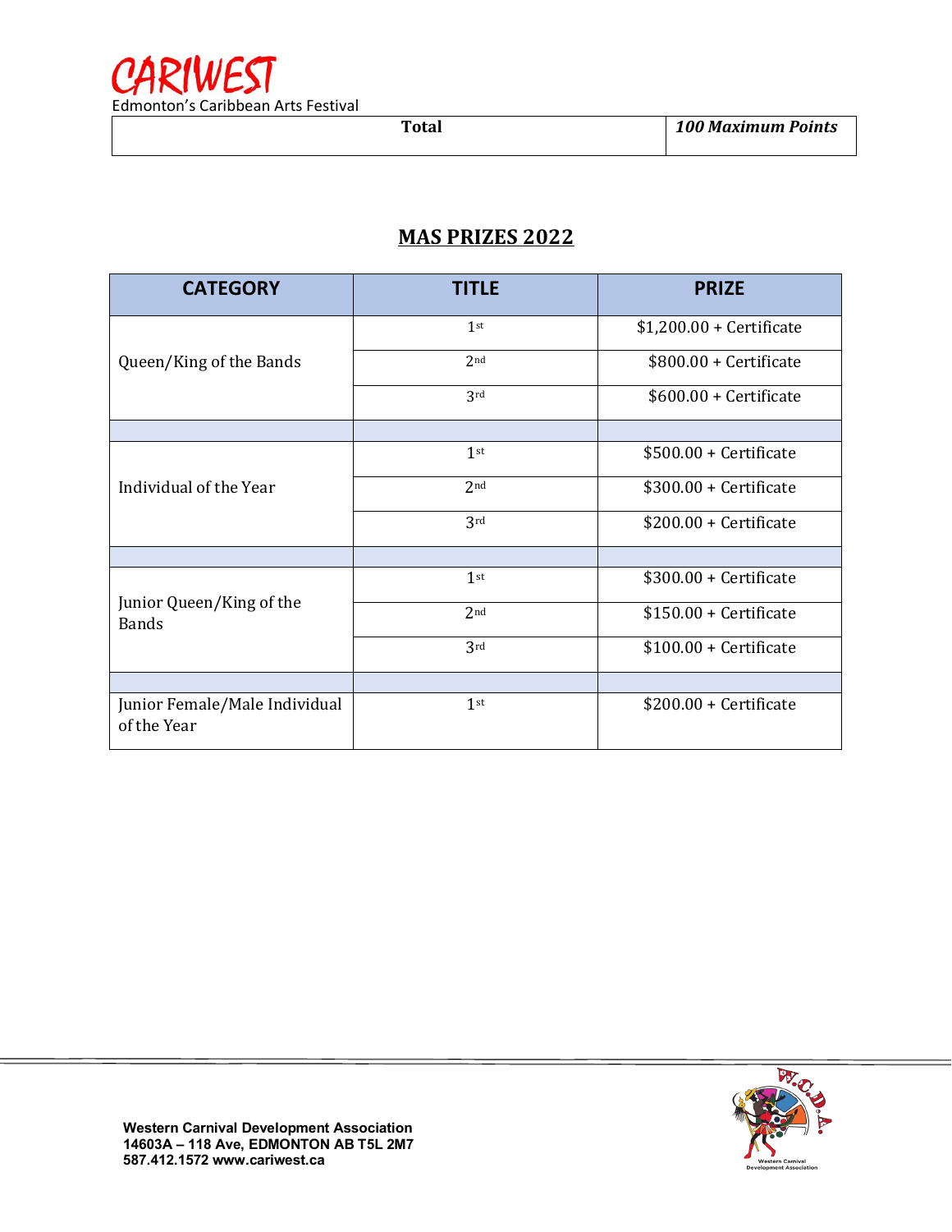| Total | *100 Maximum Points* |
|---|---|

## MAS PRIZES 2022

| CATEGORY | TITLE | PRIZE |
|---|---|---|
| Queen/King of the Bands | 1st | $1,200.00 + Certificate |
| | 2nd | $800.00 + Certificate |
| | 3rd | $600.00 + Certificate |
| | | |
| Individual of the Year | 1st | $500.00 + Certificate |
| | 2nd | $300.00 + Certificate |
| | 3rd | $200.00 + Certificate |
| | | |
| Junior Queen/King of the Bands | 1st | $300.00 + Certificate |
| | 2nd | $150.00 + Certificate |
| | 3rd | $100.00 + Certificate |
| | | |
| Junior Female/Male Individual of the Year | 1st | $200.00 + Certificate |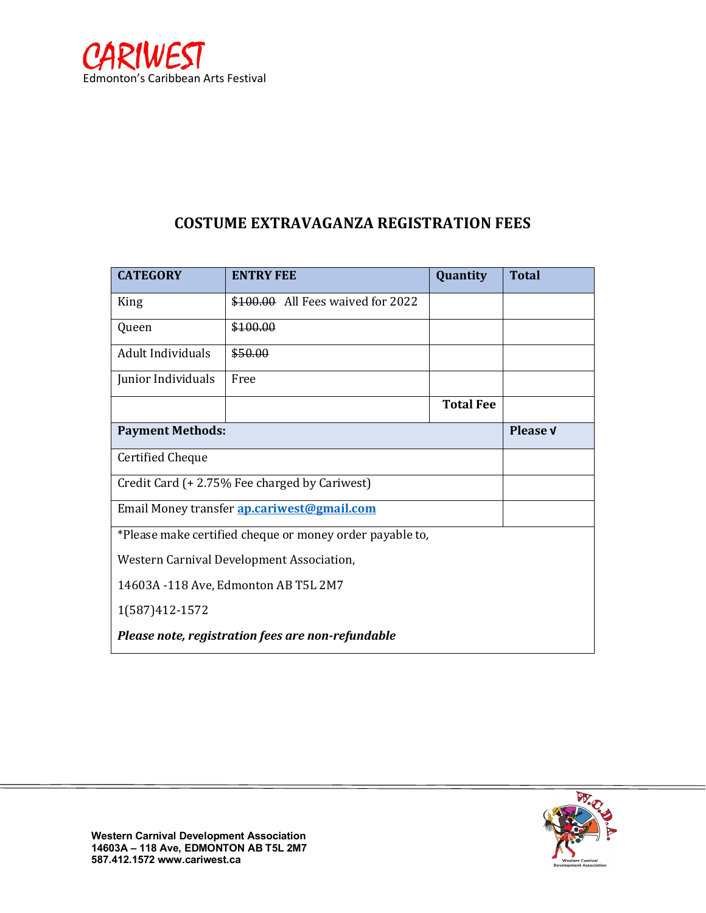CARIWEST
Edmonton's Caribbean Arts Festival

# COSTUME EXTRAVAGANZA REGISTRATION FEES

| CATEGORY | ENTRY FEE | Quantity | Total |
|---|---|---|---|
| King | ~~$100.00~~ All Fees waived for 2022 | | |
| Queen | ~~$100.00~~ | | |
| Adult Individuals | ~~$50.00~~ | | |
| Junior Individuals | Free | | |
| | | **Total Fee** | |

| **Payment Methods:** | **Please √** |
|---|---|
| Certified Cheque | |
| Credit Card (+ 2.75% Fee charged by Cariwest) | |
| Email Money transfer **ap.cariwest@gmail.com** | |

*Please make certified cheque or money order payable to,

Western Carnival Development Association,

14603A -118 Ave, Edmonton AB T5L 2M7

1(587)412-1572

***Please note, registration fees are non-refundable***

**Western Carnival Development Association**
**14603A – 118 Ave, EDMONTON AB T5L 2M7**
**587.412.1572 www.cariwest.ca**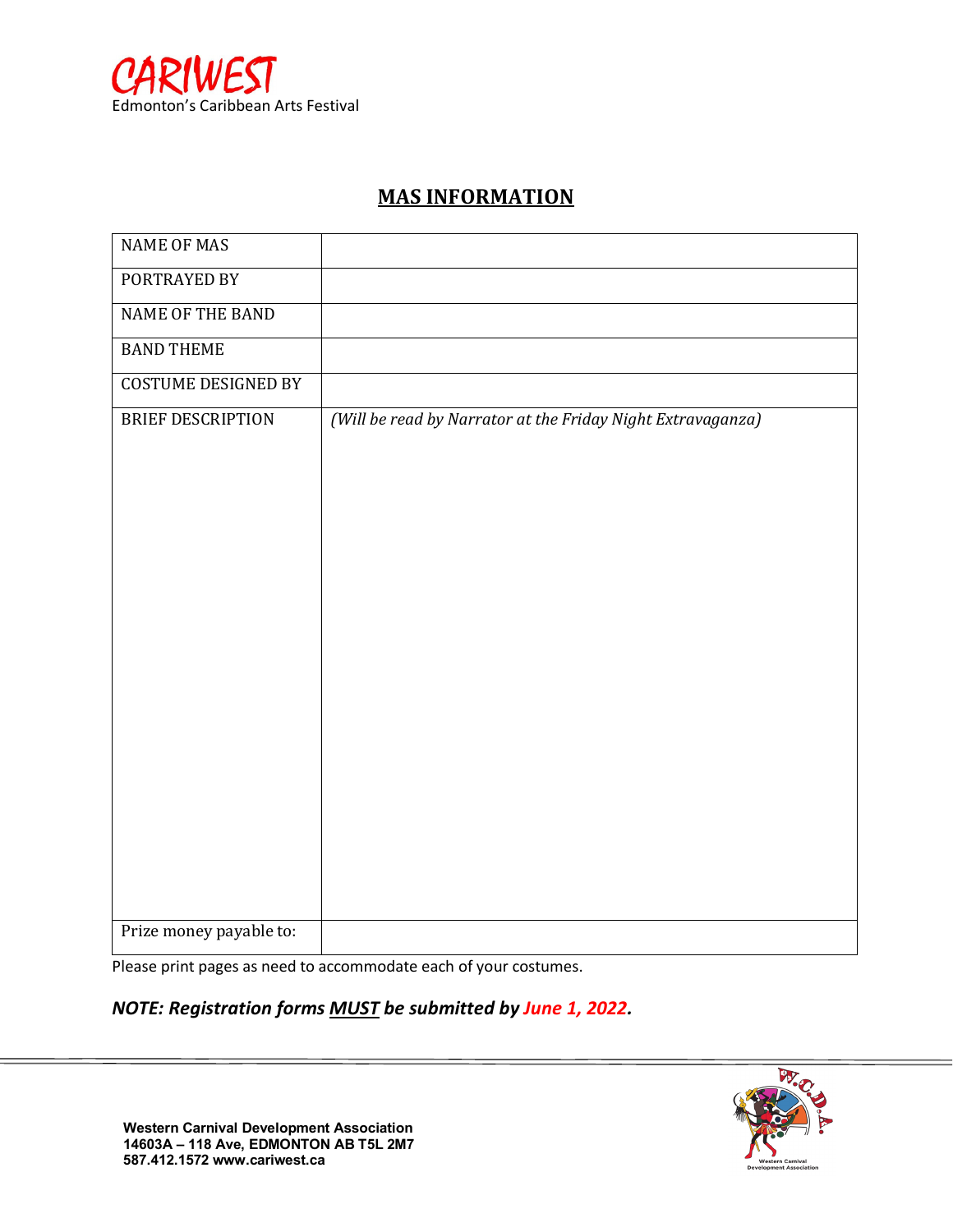CARIWEST
Edmonton's Caribbean Arts Festival

# MAS INFORMATION

| | |
|---|---|
| NAME OF MAS | |
| PORTRAYED BY | |
| NAME OF THE BAND | |
| BAND THEME | |
| COSTUME DESIGNED BY | |
| BRIEF DESCRIPTION | *(Will be read by Narrator at the Friday Night Extravaganza)* |
| Prize money payable to: | |

Please print pages as need to accommodate each of your costumes.

***NOTE: Registration forms MUST be submitted by June 1, 2022.***

**Western Carnival Development Association**
**14603A – 118 Ave, EDMONTON AB T5L 2M7**
**587.412.1572 www.cariwest.ca**